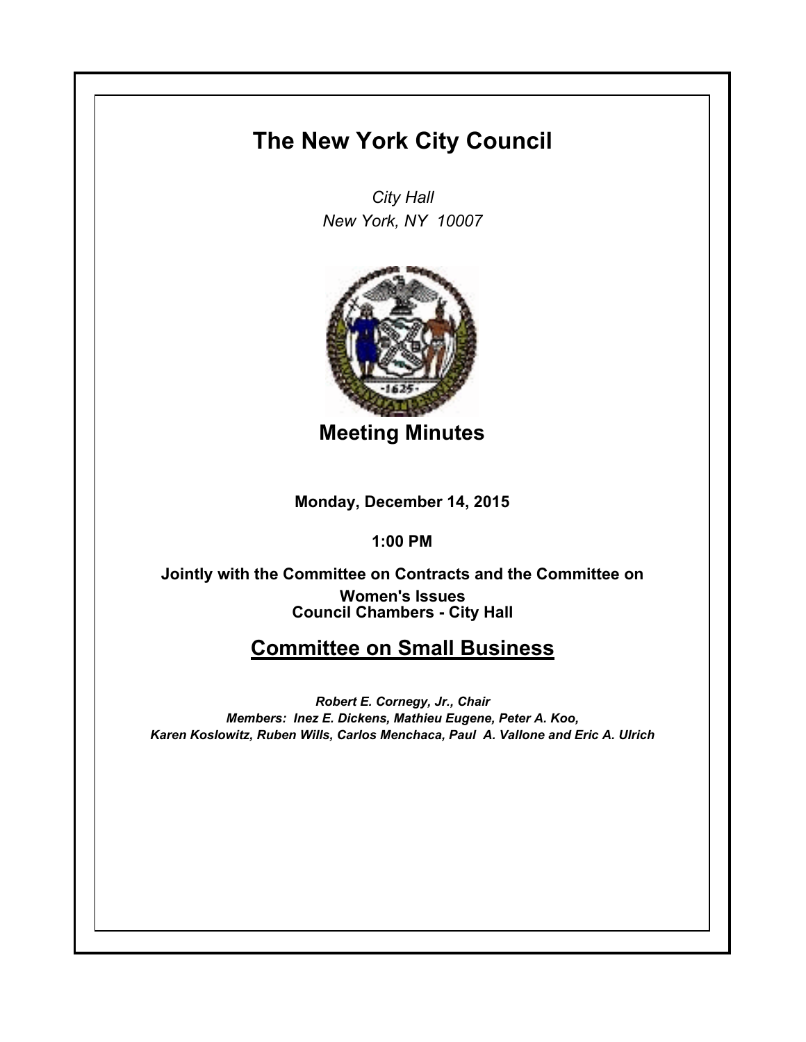# The New York City Council

*City Hall*
*New York, NY 10007*

## Meeting Minutes

**Monday, December 14, 2015**

**1:00 PM**

**Jointly with the Committee on Contracts and the Committee on Women's Issues**
**Council Chambers - City Hall**

## Committee on Small Business

***Robert E. Cornegy, Jr., Chair***
***Members: Inez E. Dickens, Mathieu Eugene, Peter A. Koo, Karen Koslowitz, Ruben Wills, Carlos Menchaca, Paul A. Vallone and Eric A. Ulrich***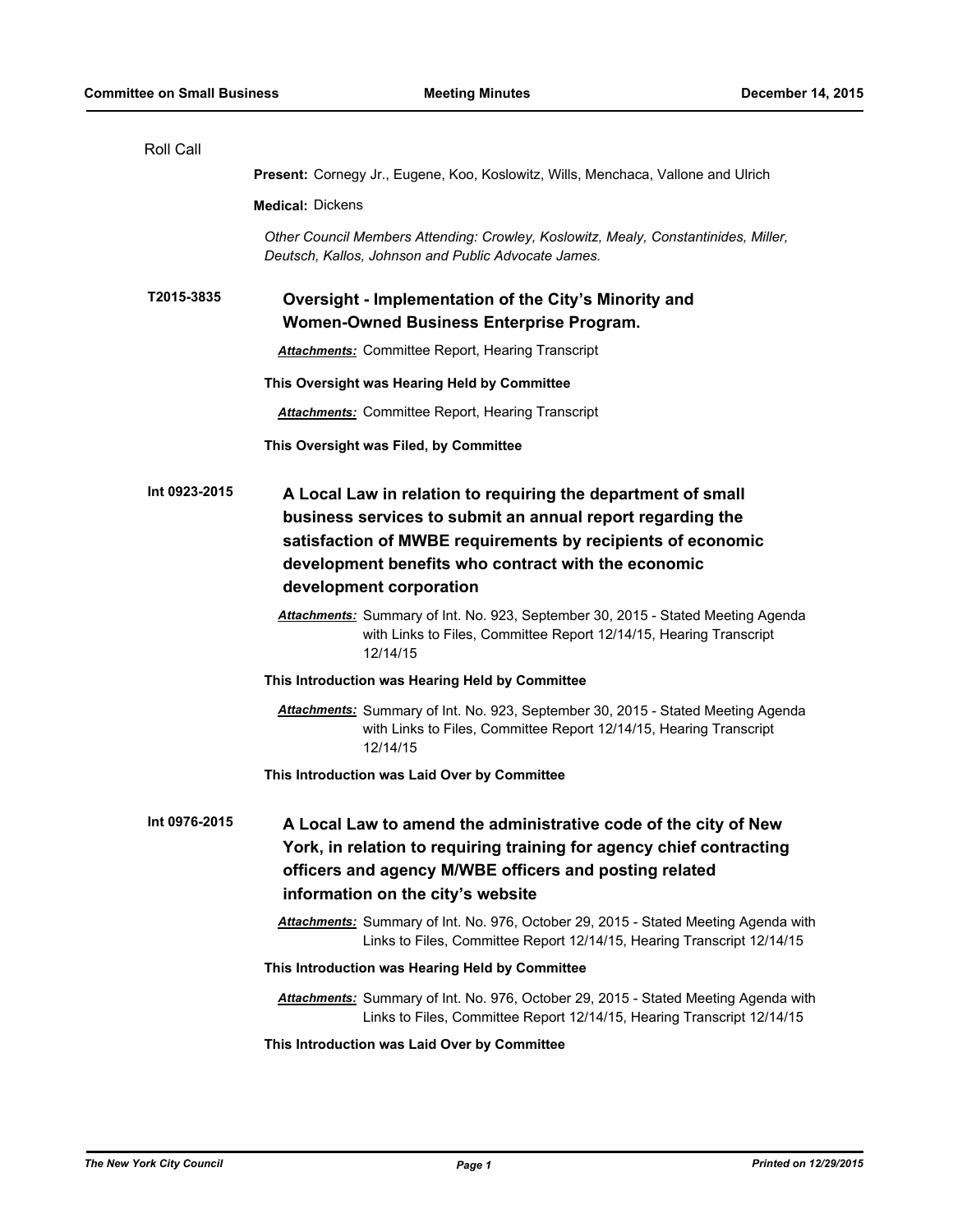Roll Call

**Present:** Cornegy Jr., Eugene, Koo, Koslowitz, Wills, Menchaca, Vallone and Ulrich

**Medical:** Dickens

*Other Council Members Attending: Crowley, Koslowitz, Mealy, Constantinides, Miller, Deutsch, Kallos, Johnson and Public Advocate James.*

**T2015-3835** **Oversight - Implementation of the City's Minority and Women-Owned Business Enterprise Program.**

***Attachments:*** Committee Report, Hearing Transcript

**This Oversight was Hearing Held by Committee**

***Attachments:*** Committee Report, Hearing Transcript

**This Oversight was Filed, by Committee**

**Int 0923-2015** **A Local Law in relation to requiring the department of small business services to submit an annual report regarding the satisfaction of MWBE requirements by recipients of economic development benefits who contract with the economic development corporation**

***Attachments:*** Summary of Int. No. 923, September 30, 2015 - Stated Meeting Agenda with Links to Files, Committee Report 12/14/15, Hearing Transcript 12/14/15

**This Introduction was Hearing Held by Committee**

***Attachments:*** Summary of Int. No. 923, September 30, 2015 - Stated Meeting Agenda with Links to Files, Committee Report 12/14/15, Hearing Transcript 12/14/15

**This Introduction was Laid Over by Committee**

**Int 0976-2015** **A Local Law to amend the administrative code of the city of New York, in relation to requiring training for agency chief contracting officers and agency M/WBE officers and posting related information on the city's website**

***Attachments:*** Summary of Int. No. 976, October 29, 2015 - Stated Meeting Agenda with Links to Files, Committee Report 12/14/15, Hearing Transcript 12/14/15

**This Introduction was Hearing Held by Committee**

***Attachments:*** Summary of Int. No. 976, October 29, 2015 - Stated Meeting Agenda with Links to Files, Committee Report 12/14/15, Hearing Transcript 12/14/15

**This Introduction was Laid Over by Committee**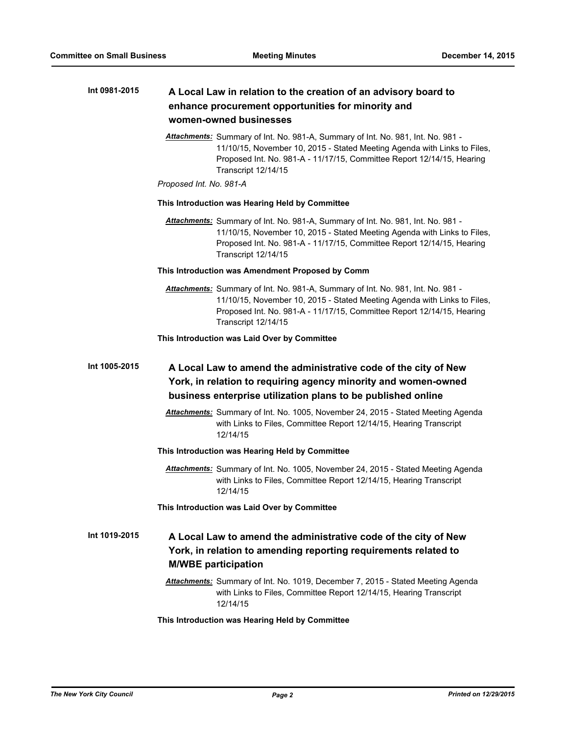**Int 0981-2015** **A Local Law in relation to the creation of an advisory board to enhance procurement opportunities for minority and women-owned businesses**

***Attachments:*** Summary of Int. No. 981-A, Summary of Int. No. 981, Int. No. 981 - 11/10/15, November 10, 2015 - Stated Meeting Agenda with Links to Files, Proposed Int. No. 981-A - 11/17/15, Committee Report 12/14/15, Hearing Transcript 12/14/15

*Proposed Int. No. 981-A*

**This Introduction was Hearing Held by Committee**

***Attachments:*** Summary of Int. No. 981-A, Summary of Int. No. 981, Int. No. 981 - 11/10/15, November 10, 2015 - Stated Meeting Agenda with Links to Files, Proposed Int. No. 981-A - 11/17/15, Committee Report 12/14/15, Hearing Transcript 12/14/15

**This Introduction was Amendment Proposed by Comm**

***Attachments:*** Summary of Int. No. 981-A, Summary of Int. No. 981, Int. No. 981 - 11/10/15, November 10, 2015 - Stated Meeting Agenda with Links to Files, Proposed Int. No. 981-A - 11/17/15, Committee Report 12/14/15, Hearing Transcript 12/14/15

**This Introduction was Laid Over by Committee**

**Int 1005-2015** **A Local Law to amend the administrative code of the city of New York, in relation to requiring agency minority and women-owned business enterprise utilization plans to be published online**

***Attachments:*** Summary of Int. No. 1005, November 24, 2015 - Stated Meeting Agenda with Links to Files, Committee Report 12/14/15, Hearing Transcript 12/14/15

**This Introduction was Hearing Held by Committee**

***Attachments:*** Summary of Int. No. 1005, November 24, 2015 - Stated Meeting Agenda with Links to Files, Committee Report 12/14/15, Hearing Transcript 12/14/15

**This Introduction was Laid Over by Committee**

**Int 1019-2015** **A Local Law to amend the administrative code of the city of New York, in relation to amending reporting requirements related to M/WBE participation**

***Attachments:*** Summary of Int. No. 1019, December 7, 2015 - Stated Meeting Agenda with Links to Files, Committee Report 12/14/15, Hearing Transcript 12/14/15

**This Introduction was Hearing Held by Committee**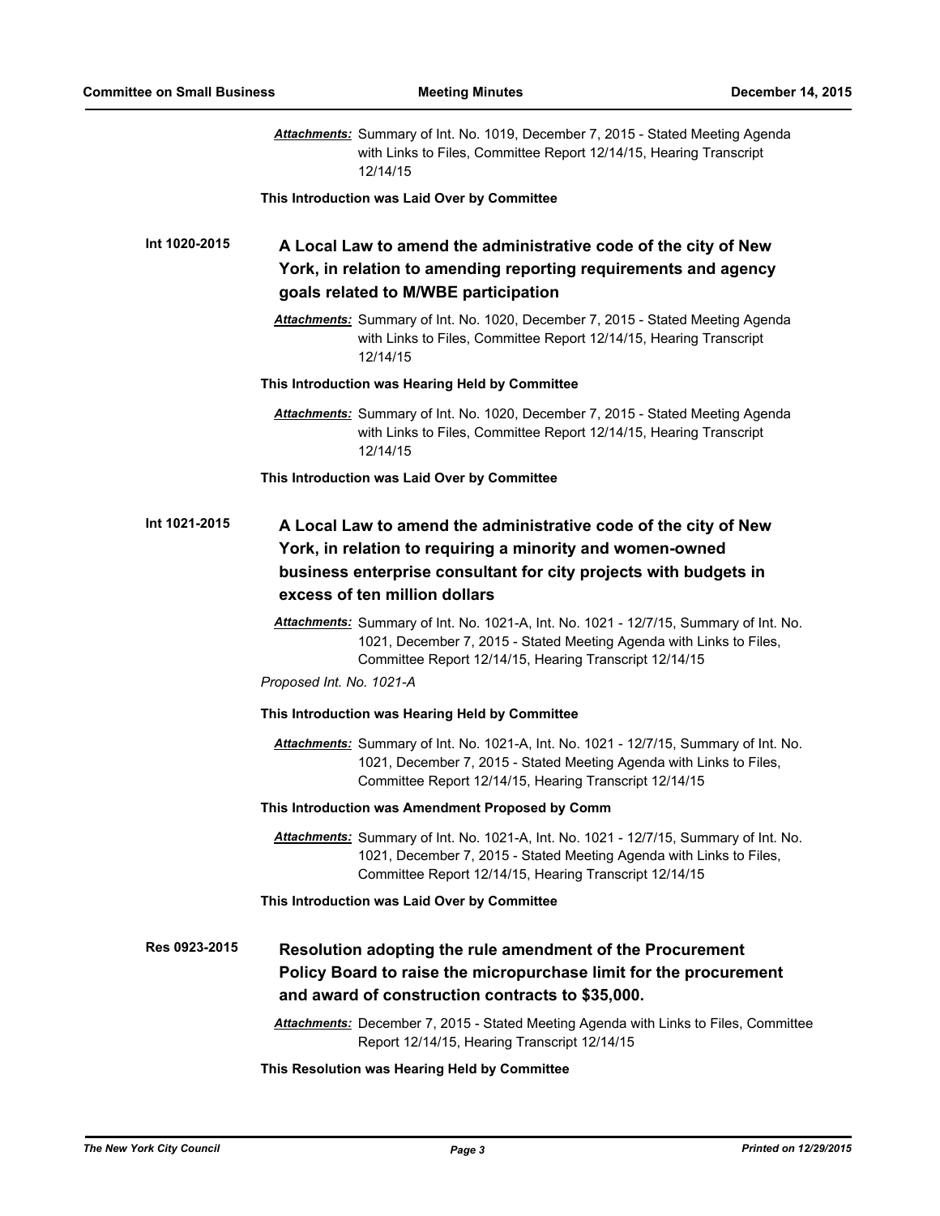***Attachments:*** Summary of Int. No. 1019, December 7, 2015 - Stated Meeting Agenda with Links to Files, Committee Report 12/14/15, Hearing Transcript 12/14/15

**This Introduction was Laid Over by Committee**

**Int 1020-2015** **A Local Law to amend the administrative code of the city of New York, in relation to amending reporting requirements and agency goals related to M/WBE participation**

***Attachments:*** Summary of Int. No. 1020, December 7, 2015 - Stated Meeting Agenda with Links to Files, Committee Report 12/14/15, Hearing Transcript 12/14/15

**This Introduction was Hearing Held by Committee**

***Attachments:*** Summary of Int. No. 1020, December 7, 2015 - Stated Meeting Agenda with Links to Files, Committee Report 12/14/15, Hearing Transcript 12/14/15

**This Introduction was Laid Over by Committee**

**Int 1021-2015** **A Local Law to amend the administrative code of the city of New York, in relation to requiring a minority and women-owned business enterprise consultant for city projects with budgets in excess of ten million dollars**

***Attachments:*** Summary of Int. No. 1021-A, Int. No. 1021 - 12/7/15, Summary of Int. No. 1021, December 7, 2015 - Stated Meeting Agenda with Links to Files, Committee Report 12/14/15, Hearing Transcript 12/14/15

*Proposed Int. No. 1021-A*

**This Introduction was Hearing Held by Committee**

***Attachments:*** Summary of Int. No. 1021-A, Int. No. 1021 - 12/7/15, Summary of Int. No. 1021, December 7, 2015 - Stated Meeting Agenda with Links to Files, Committee Report 12/14/15, Hearing Transcript 12/14/15

**This Introduction was Amendment Proposed by Comm**

***Attachments:*** Summary of Int. No. 1021-A, Int. No. 1021 - 12/7/15, Summary of Int. No. 1021, December 7, 2015 - Stated Meeting Agenda with Links to Files, Committee Report 12/14/15, Hearing Transcript 12/14/15

**This Introduction was Laid Over by Committee**

**Res 0923-2015** **Resolution adopting the rule amendment of the Procurement Policy Board to raise the micropurchase limit for the procurement and award of construction contracts to $35,000.**

***Attachments:*** December 7, 2015 - Stated Meeting Agenda with Links to Files, Committee Report 12/14/15, Hearing Transcript 12/14/15

**This Resolution was Hearing Held by Committee**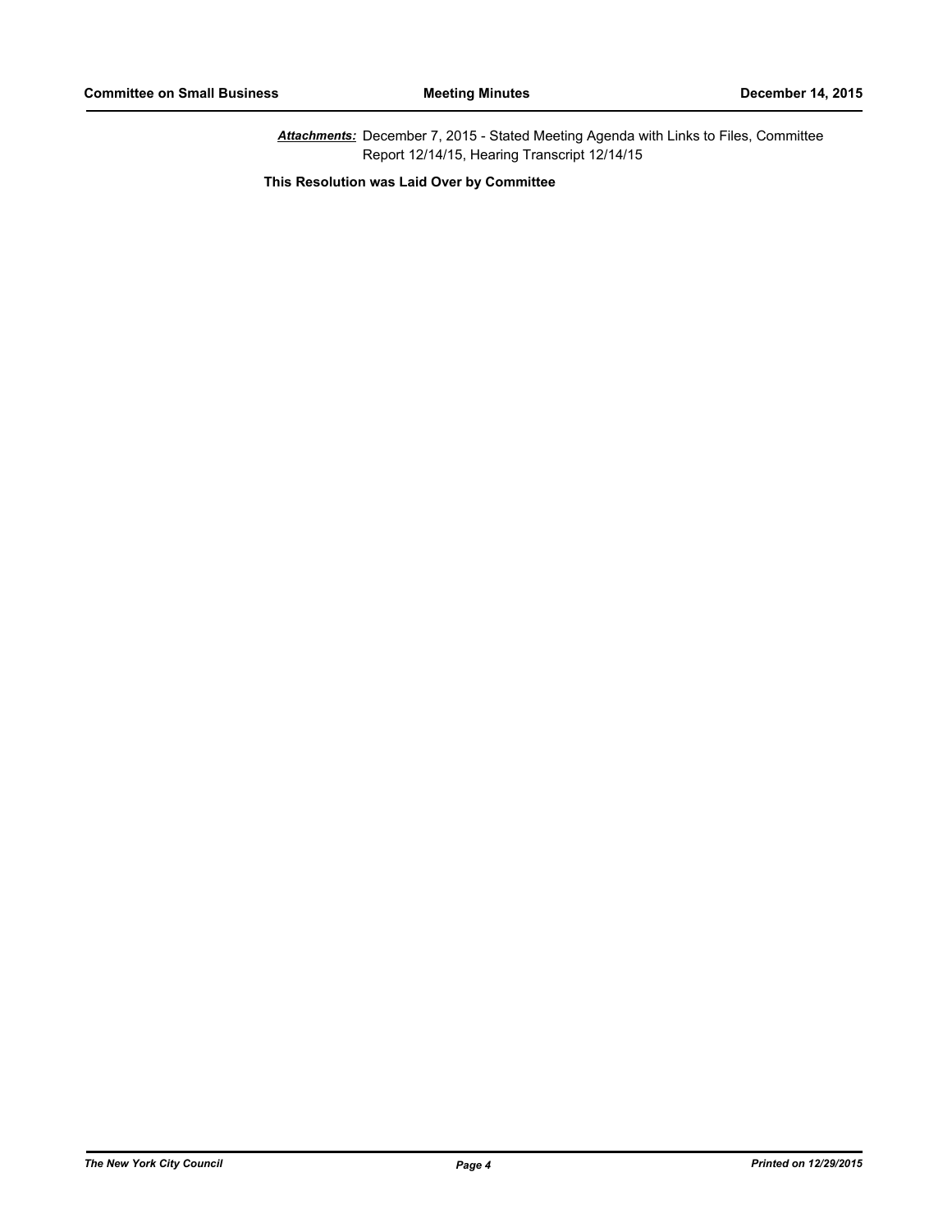***Attachments:*** December 7, 2015 - Stated Meeting Agenda with Links to Files, Committee Report 12/14/15, Hearing Transcript 12/14/15

**This Resolution was Laid Over by Committee**